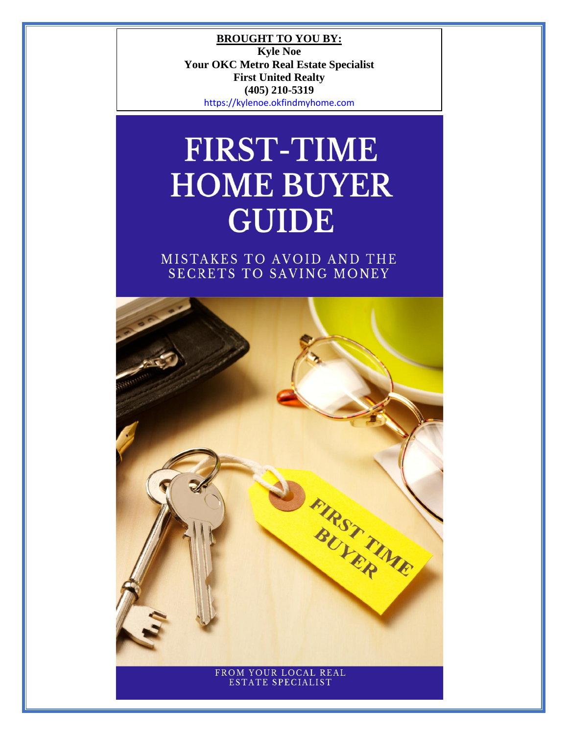**BROUGHT TO YOU BY:**

**Kyle Noe**

**Your OKC Metro Real Estate Specialist**

**First United Realty**

**(405) 210-5319**

https://kylenoe.okfindmyhome.com

# FIRST-TIME HOME BUYER GUIDE

## MISTAKES TO AVOID AND THE SECRETS TO SAVING MONEY

FROM YOUR LOCAL REAL ESTATE SPECIALIST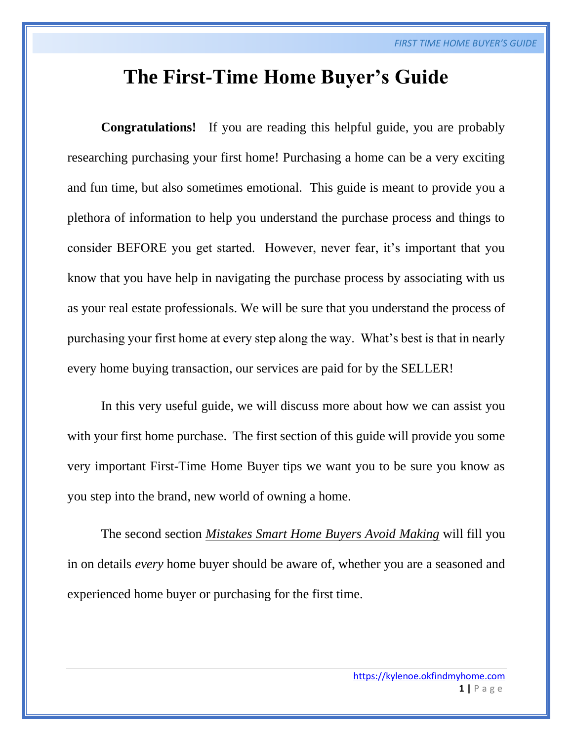# The First-Time Home Buyer's Guide

**Congratulations!** If you are reading this helpful guide, you are probably researching purchasing your first home! Purchasing a home can be a very exciting and fun time, but also sometimes emotional. This guide is meant to provide you a plethora of information to help you understand the purchase process and things to consider BEFORE you get started. However, never fear, it's important that you know that you have help in navigating the purchase process by associating with us as your real estate professionals. We will be sure that you understand the process of purchasing your first home at every step along the way. What's best is that in nearly every home buying transaction, our services are paid for by the SELLER!

In this very useful guide, we will discuss more about how we can assist you with your first home purchase. The first section of this guide will provide you some very important First-Time Home Buyer tips we want you to be sure you know as you step into the brand, new world of owning a home.

The second section ***Mistakes Smart Home Buyers Avoid Making*** will fill you in on details *every* home buyer should be aware of, whether you are a seasoned and experienced home buyer or purchasing for the first time.

https://kylenoe.okfindmyhome.com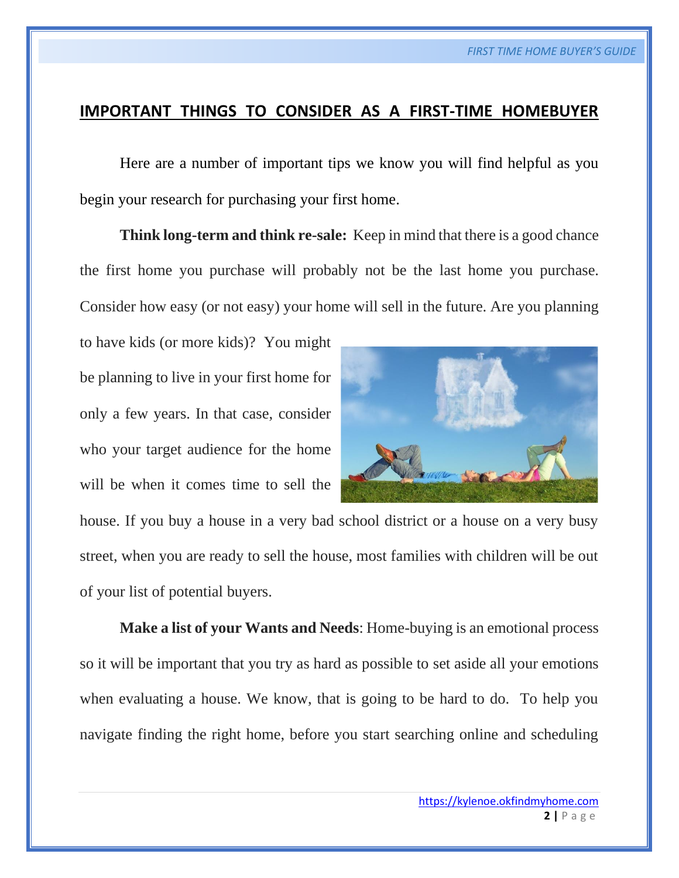## IMPORTANT THINGS TO CONSIDER AS A FIRST-TIME HOMEBUYER

Here are a number of important tips we know you will find helpful as you begin your research for purchasing your first home.

**Think long-term and think re-sale:** Keep in mind that there is a good chance the first home you purchase will probably not be the last home you purchase. Consider how easy (or not easy) your home will sell in the future. Are you planning to have kids (or more kids)? You might be planning to live in your first home for only a few years. In that case, consider who your target audience for the home will be when it comes time to sell the house. If you buy a house in a very bad school district or a house on a very busy street, when you are ready to sell the house, most families with children will be out of your list of potential buyers.

**Make a list of your Wants and Needs**: Home-buying is an emotional process so it will be important that you try as hard as possible to set aside all your emotions when evaluating a house. We know, that is going to be hard to do. To help you navigate finding the right home, before you start searching online and scheduling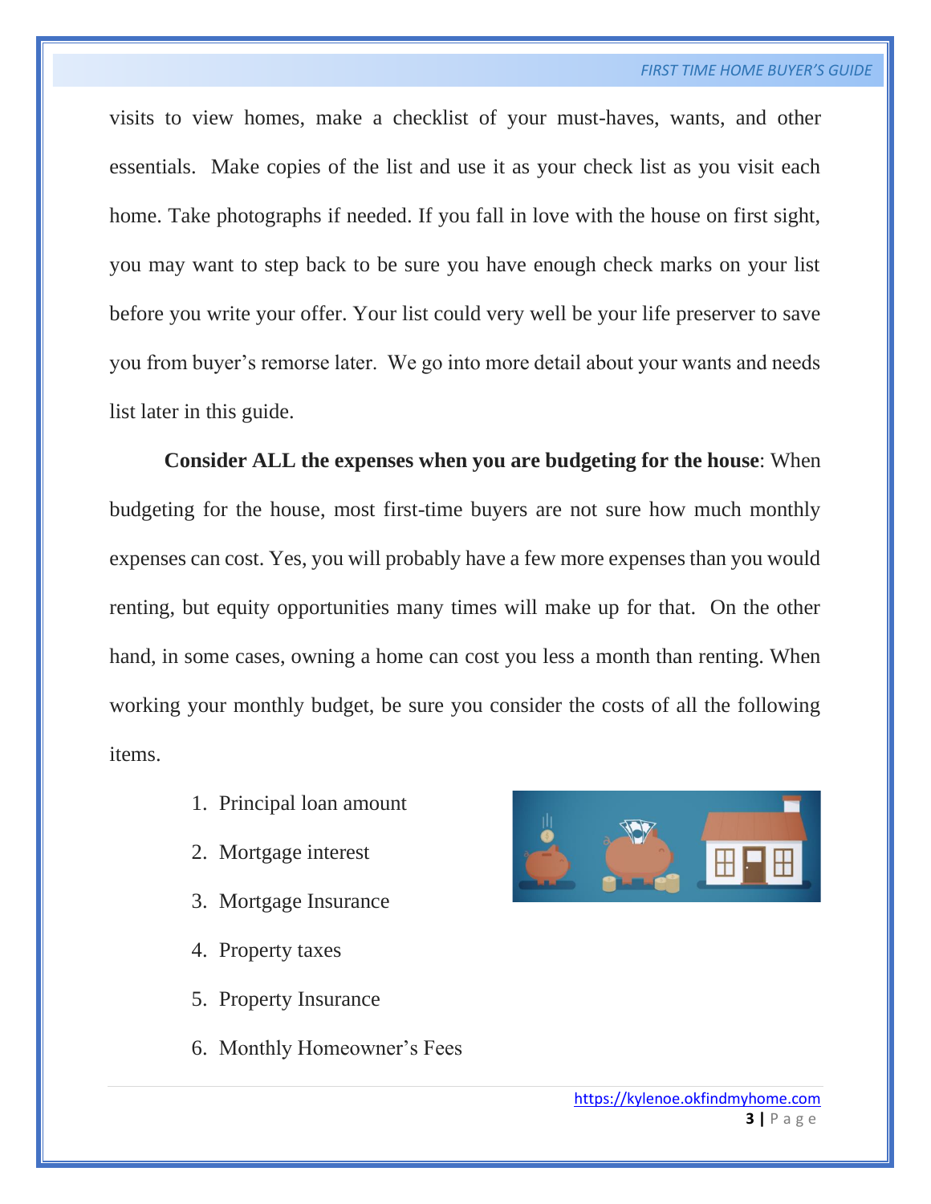visits to view homes, make a checklist of your must-haves, wants, and other essentials. Make copies of the list and use it as your check list as you visit each home. Take photographs if needed. If you fall in love with the house on first sight, you may want to step back to be sure you have enough check marks on your list before you write your offer. Your list could very well be your life preserver to save you from buyer's remorse later. We go into more detail about your wants and needs list later in this guide.

**Consider ALL the expenses when you are budgeting for the house**: When budgeting for the house, most first-time buyers are not sure how much monthly expenses can cost. Yes, you will probably have a few more expenses than you would renting, but equity opportunities many times will make up for that. On the other hand, in some cases, owning a home can cost you less a month than renting. When working your monthly budget, be sure you consider the costs of all the following items.

1. Principal loan amount
2. Mortgage interest
3. Mortgage Insurance
4. Property taxes
5. Property Insurance
6. Monthly Homeowner's Fees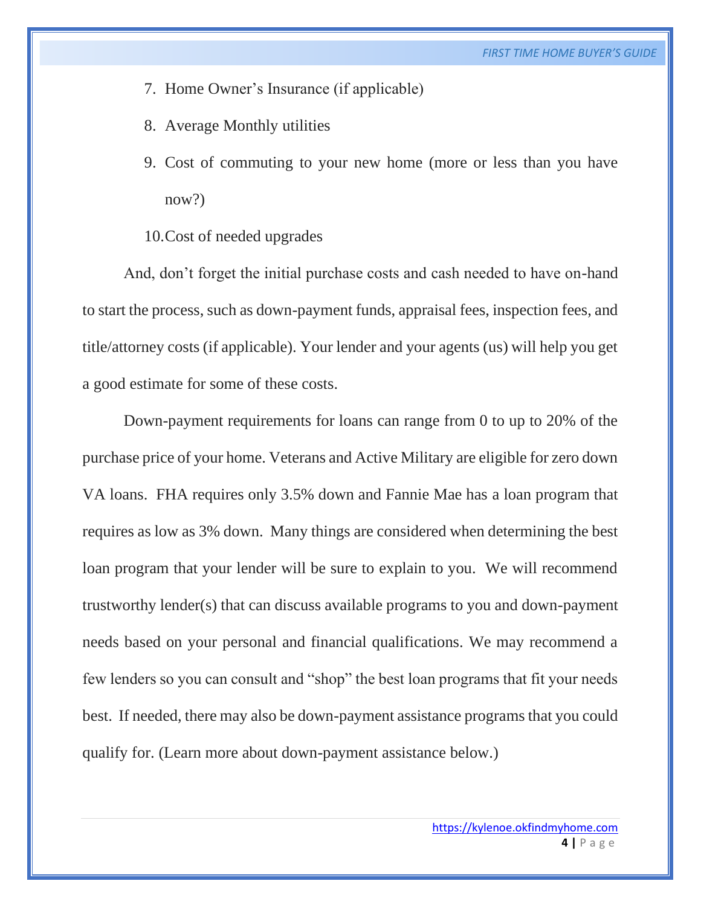7. Home Owner's Insurance (if applicable)
8. Average Monthly utilities
9. Cost of commuting to your new home (more or less than you have now?)
10. Cost of needed upgrades

And, don't forget the initial purchase costs and cash needed to have on-hand to start the process, such as down-payment funds, appraisal fees, inspection fees, and title/attorney costs (if applicable). Your lender and your agents (us) will help you get a good estimate for some of these costs.

Down-payment requirements for loans can range from 0 to up to 20% of the purchase price of your home. Veterans and Active Military are eligible for zero down VA loans. FHA requires only 3.5% down and Fannie Mae has a loan program that requires as low as 3% down. Many things are considered when determining the best loan program that your lender will be sure to explain to you. We will recommend trustworthy lender(s) that can discuss available programs to you and down-payment needs based on your personal and financial qualifications. We may recommend a few lenders so you can consult and "shop" the best loan programs that fit your needs best. If needed, there may also be down-payment assistance programs that you could qualify for. (Learn more about down-payment assistance below.)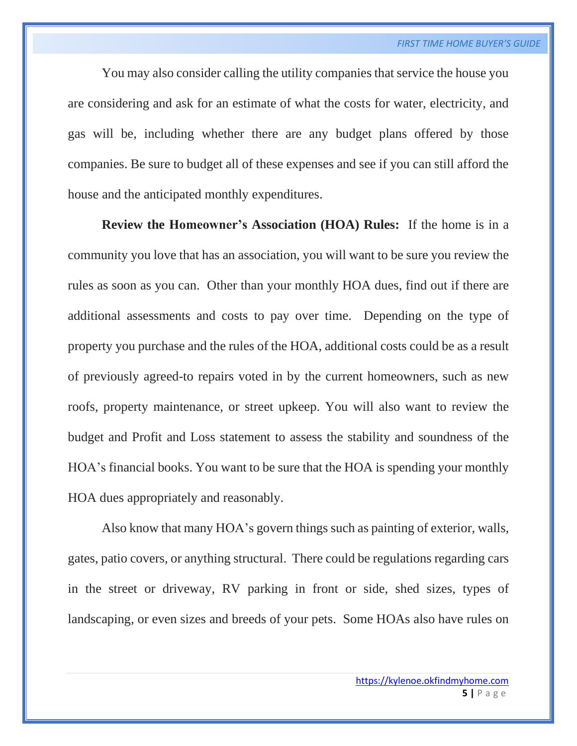You may also consider calling the utility companies that service the house you are considering and ask for an estimate of what the costs for water, electricity, and gas will be, including whether there are any budget plans offered by those companies. Be sure to budget all of these expenses and see if you can still afford the house and the anticipated monthly expenditures.

**Review the Homeowner's Association (HOA) Rules:** If the home is in a community you love that has an association, you will want to be sure you review the rules as soon as you can. Other than your monthly HOA dues, find out if there are additional assessments and costs to pay over time. Depending on the type of property you purchase and the rules of the HOA, additional costs could be as a result of previously agreed-to repairs voted in by the current homeowners, such as new roofs, property maintenance, or street upkeep. You will also want to review the budget and Profit and Loss statement to assess the stability and soundness of the HOA's financial books. You want to be sure that the HOA is spending your monthly HOA dues appropriately and reasonably.

Also know that many HOA's govern things such as painting of exterior, walls, gates, patio covers, or anything structural. There could be regulations regarding cars in the street or driveway, RV parking in front or side, shed sizes, types of landscaping, or even sizes and breeds of your pets. Some HOAs also have rules on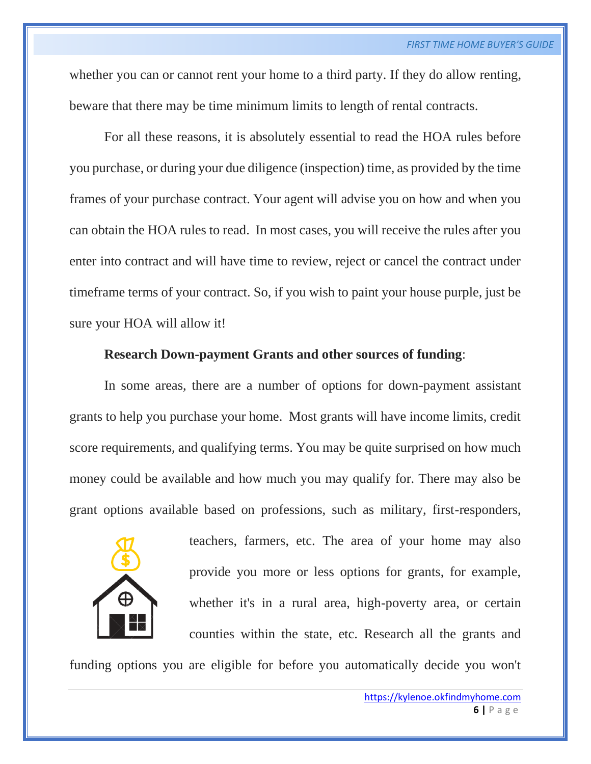whether you can or cannot rent your home to a third party. If they do allow renting, beware that there may be time minimum limits to length of rental contracts.

For all these reasons, it is absolutely essential to read the HOA rules before you purchase, or during your due diligence (inspection) time, as provided by the time frames of your purchase contract. Your agent will advise you on how and when you can obtain the HOA rules to read. In most cases, you will receive the rules after you enter into contract and will have time to review, reject or cancel the contract under timeframe terms of your contract. So, if you wish to paint your house purple, just be sure your HOA will allow it!

**Research Down-payment Grants and other sources of funding**:

In some areas, there are a number of options for down-payment assistant grants to help you purchase your home. Most grants will have income limits, credit score requirements, and qualifying terms. You may be quite surprised on how much money could be available and how much you may qualify for. There may also be grant options available based on professions, such as military, first-responders, teachers, farmers, etc. The area of your home may also provide you more or less options for grants, for example, whether it's in a rural area, high-poverty area, or certain counties within the state, etc. Research all the grants and funding options you are eligible for before you automatically decide you won't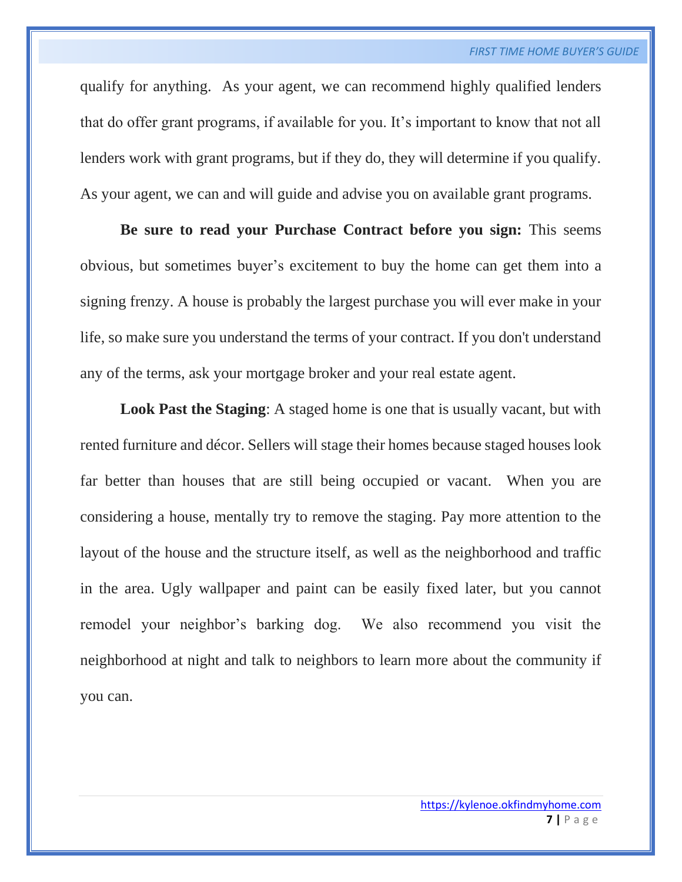qualify for anything. As your agent, we can recommend highly qualified lenders that do offer grant programs, if available for you. It's important to know that not all lenders work with grant programs, but if they do, they will determine if you qualify. As your agent, we can and will guide and advise you on available grant programs.

**Be sure to read your Purchase Contract before you sign:** This seems obvious, but sometimes buyer's excitement to buy the home can get them into a signing frenzy. A house is probably the largest purchase you will ever make in your life, so make sure you understand the terms of your contract. If you don't understand any of the terms, ask your mortgage broker and your real estate agent.

**Look Past the Staging**: A staged home is one that is usually vacant, but with rented furniture and décor. Sellers will stage their homes because staged houses look far better than houses that are still being occupied or vacant. When you are considering a house, mentally try to remove the staging. Pay more attention to the layout of the house and the structure itself, as well as the neighborhood and traffic in the area. Ugly wallpaper and paint can be easily fixed later, but you cannot remodel your neighbor's barking dog. We also recommend you visit the neighborhood at night and talk to neighbors to learn more about the community if you can.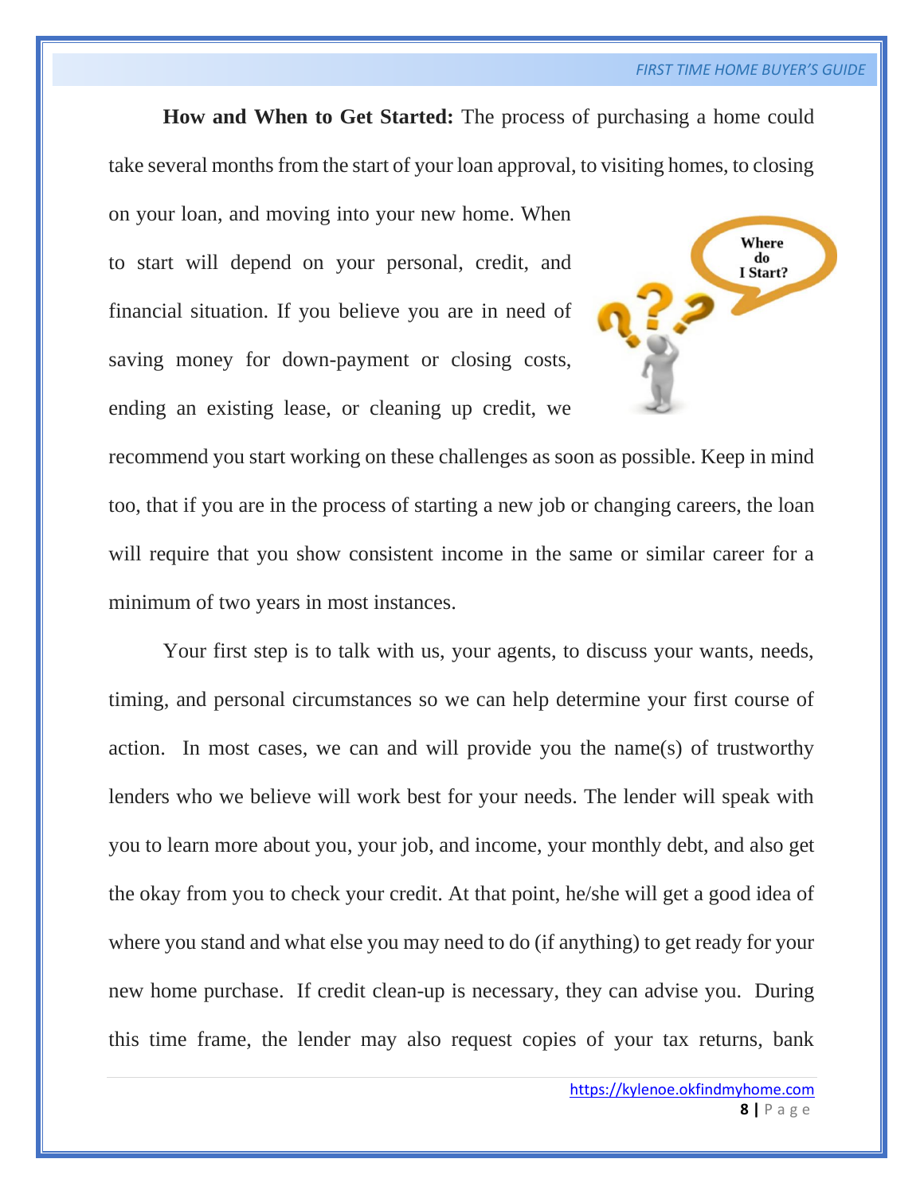**How and When to Get Started:** The process of purchasing a home could take several months from the start of your loan approval, to visiting homes, to closing on your loan, and moving into your new home. When to start will depend on your personal, credit, and financial situation. If you believe you are in need of saving money for down-payment or closing costs, ending an existing lease, or cleaning up credit, we recommend you start working on these challenges as soon as possible. Keep in mind too, that if you are in the process of starting a new job or changing careers, the loan will require that you show consistent income in the same or similar career for a minimum of two years in most instances.

Your first step is to talk with us, your agents, to discuss your wants, needs, timing, and personal circumstances so we can help determine your first course of action. In most cases, we can and will provide you the name(s) of trustworthy lenders who we believe will work best for your needs. The lender will speak with you to learn more about you, your job, and income, your monthly debt, and also get the okay from you to check your credit. At that point, he/she will get a good idea of where you stand and what else you may need to do (if anything) to get ready for your new home purchase. If credit clean-up is necessary, they can advise you. During this time frame, the lender may also request copies of your tax returns, bank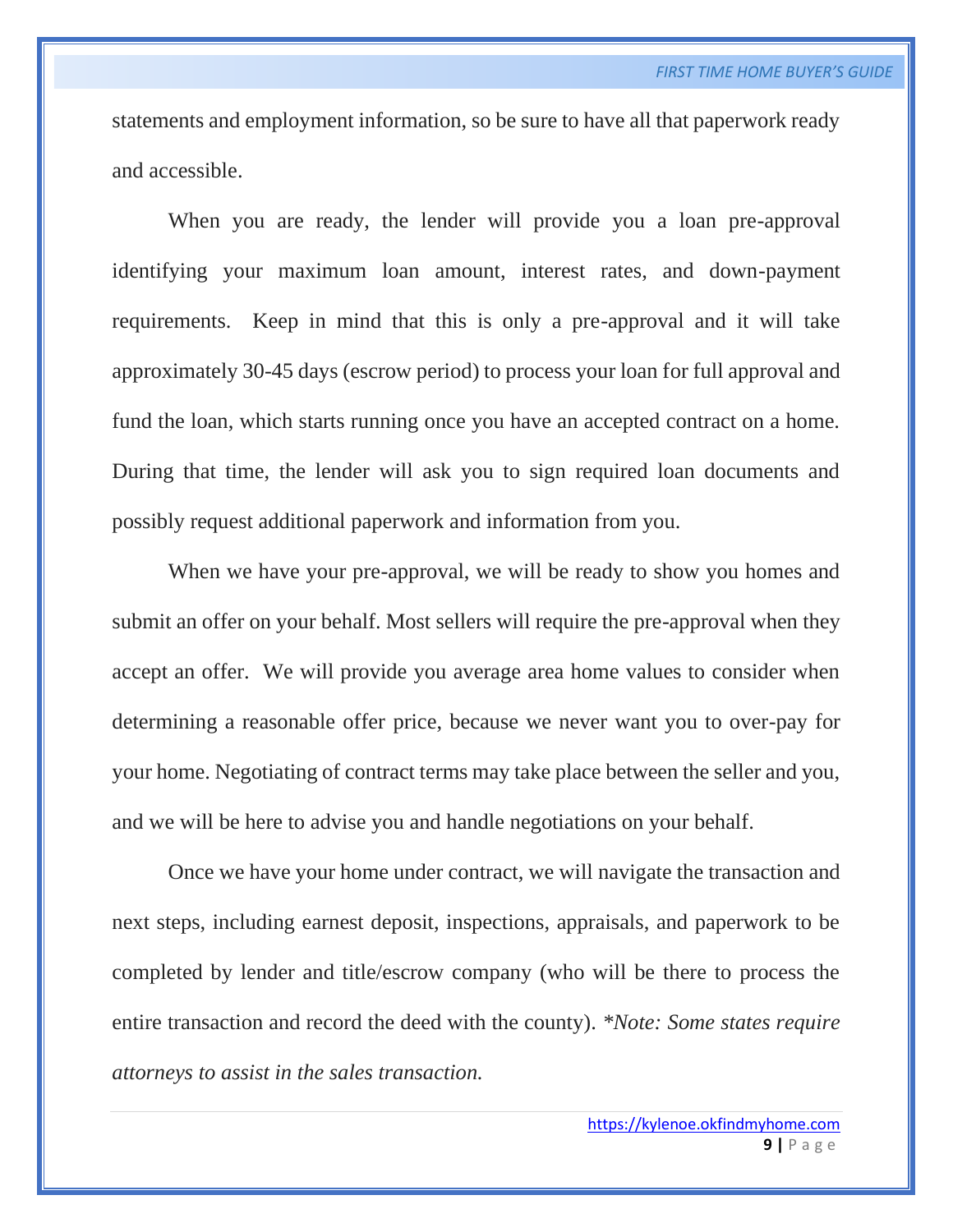statements and employment information, so be sure to have all that paperwork ready and accessible.

When you are ready, the lender will provide you a loan pre-approval identifying your maximum loan amount, interest rates, and down-payment requirements. Keep in mind that this is only a pre-approval and it will take approximately 30-45 days (escrow period) to process your loan for full approval and fund the loan, which starts running once you have an accepted contract on a home. During that time, the lender will ask you to sign required loan documents and possibly request additional paperwork and information from you.

When we have your pre-approval, we will be ready to show you homes and submit an offer on your behalf. Most sellers will require the pre-approval when they accept an offer. We will provide you average area home values to consider when determining a reasonable offer price, because we never want you to over-pay for your home. Negotiating of contract terms may take place between the seller and you, and we will be here to advise you and handle negotiations on your behalf.

Once we have your home under contract, we will navigate the transaction and next steps, including earnest deposit, inspections, appraisals, and paperwork to be completed by lender and title/escrow company (who will be there to process the entire transaction and record the deed with the county). **Note: Some states require attorneys to assist in the sales transaction.*

https://kylenoe.okfindmyhome.com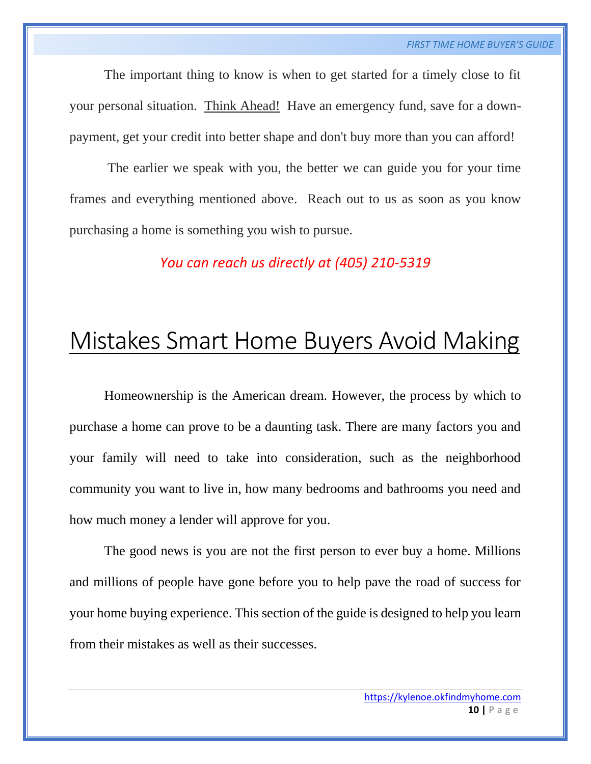The important thing to know is when to get started for a timely close to fit your personal situation. Think Ahead! Have an emergency fund, save for a down-payment, get your credit into better shape and don't buy more than you can afford!

The earlier we speak with you, the better we can guide you for your time frames and everything mentioned above. Reach out to us as soon as you know purchasing a home is something you wish to pursue.

*You can reach us directly at (405) 210-5319*

# Mistakes Smart Home Buyers Avoid Making

Homeownership is the American dream. However, the process by which to purchase a home can prove to be a daunting task. There are many factors you and your family will need to take into consideration, such as the neighborhood community you want to live in, how many bedrooms and bathrooms you need and how much money a lender will approve for you.

The good news is you are not the first person to ever buy a home. Millions and millions of people have gone before you to help pave the road of success for your home buying experience. This section of the guide is designed to help you learn from their mistakes as well as their successes.

https://kylenoe.okfindmyhome.com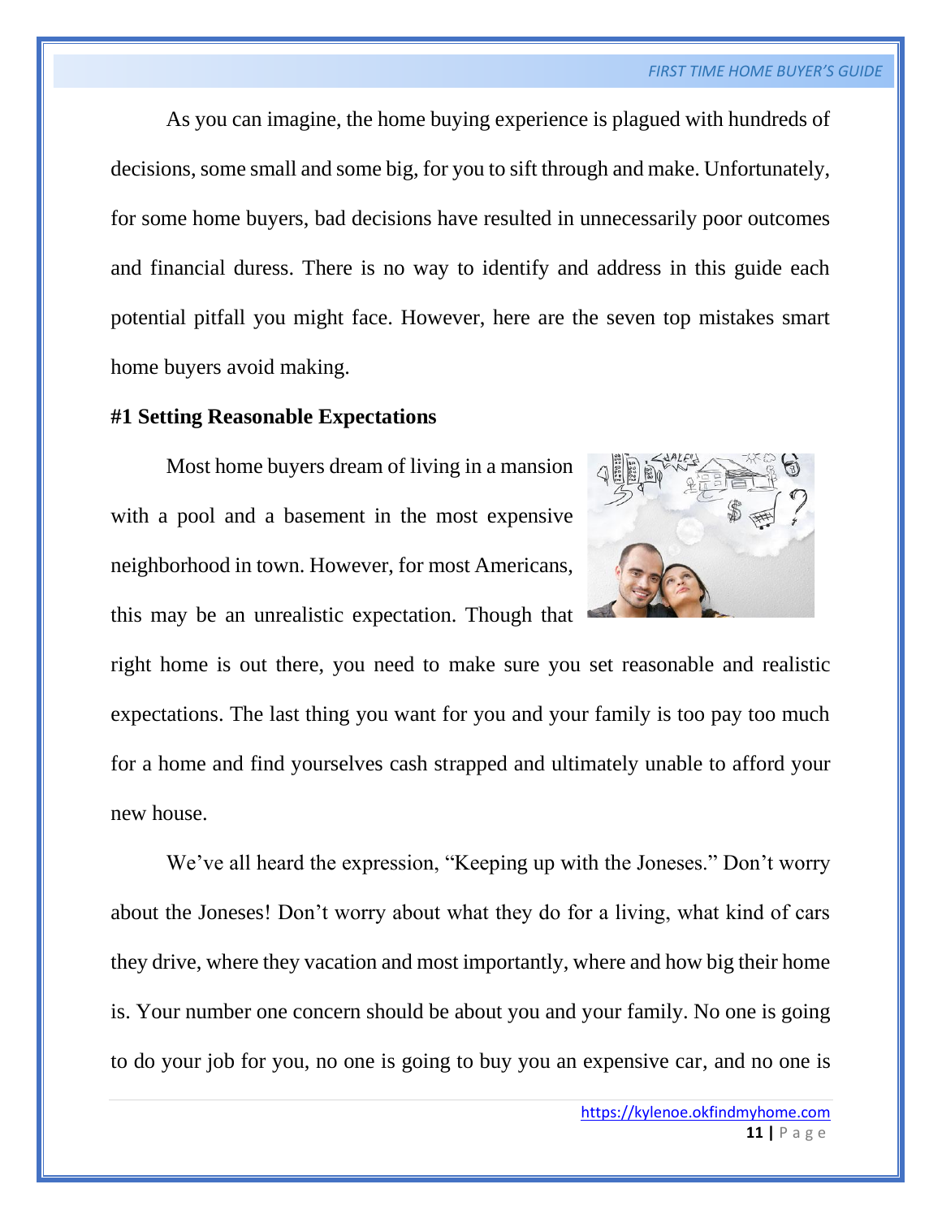As you can imagine, the home buying experience is plagued with hundreds of decisions, some small and some big, for you to sift through and make. Unfortunately, for some home buyers, bad decisions have resulted in unnecessarily poor outcomes and financial duress. There is no way to identify and address in this guide each potential pitfall you might face. However, here are the seven top mistakes smart home buyers avoid making.

**#1 Setting Reasonable Expectations**

Most home buyers dream of living in a mansion with a pool and a basement in the most expensive neighborhood in town. However, for most Americans, this may be an unrealistic expectation. Though that right home is out there, you need to make sure you set reasonable and realistic expectations. The last thing you want for you and your family is too pay too much for a home and find yourselves cash strapped and ultimately unable to afford your new house.

We've all heard the expression, "Keeping up with the Joneses." Don't worry about the Joneses! Don't worry about what they do for a living, what kind of cars they drive, where they vacation and most importantly, where and how big their home is. Your number one concern should be about you and your family. No one is going to do your job for you, no one is going to buy you an expensive car, and no one is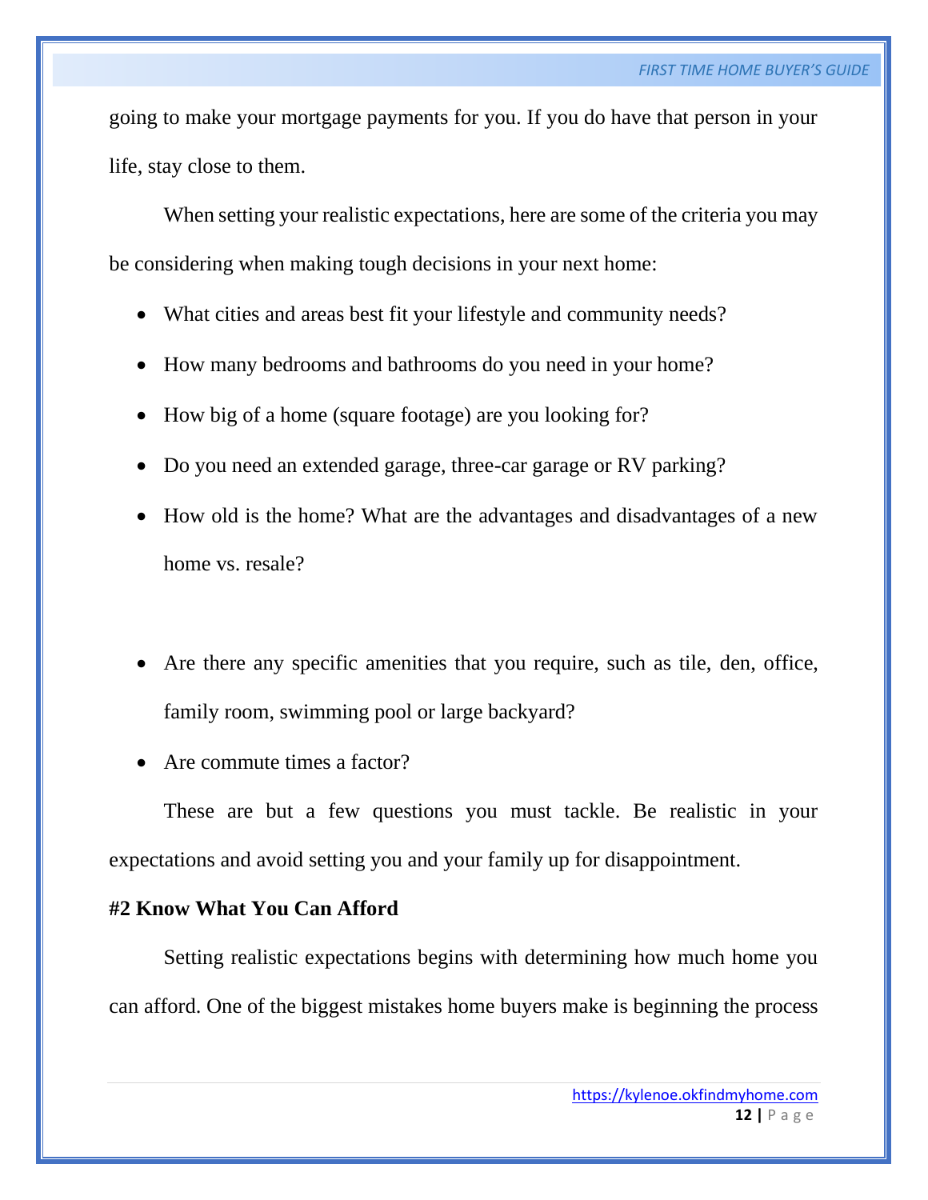going to make your mortgage payments for you. If you do have that person in your life, stay close to them.

When setting your realistic expectations, here are some of the criteria you may be considering when making tough decisions in your next home:

- What cities and areas best fit your lifestyle and community needs?
- How many bedrooms and bathrooms do you need in your home?
- How big of a home (square footage) are you looking for?
- Do you need an extended garage, three-car garage or RV parking?
- How old is the home? What are the advantages and disadvantages of a new home vs. resale?
- Are there any specific amenities that you require, such as tile, den, office, family room, swimming pool or large backyard?
- Are commute times a factor?

These are but a few questions you must tackle. Be realistic in your expectations and avoid setting you and your family up for disappointment.

**#2 Know What You Can Afford**

Setting realistic expectations begins with determining how much home you can afford. One of the biggest mistakes home buyers make is beginning the process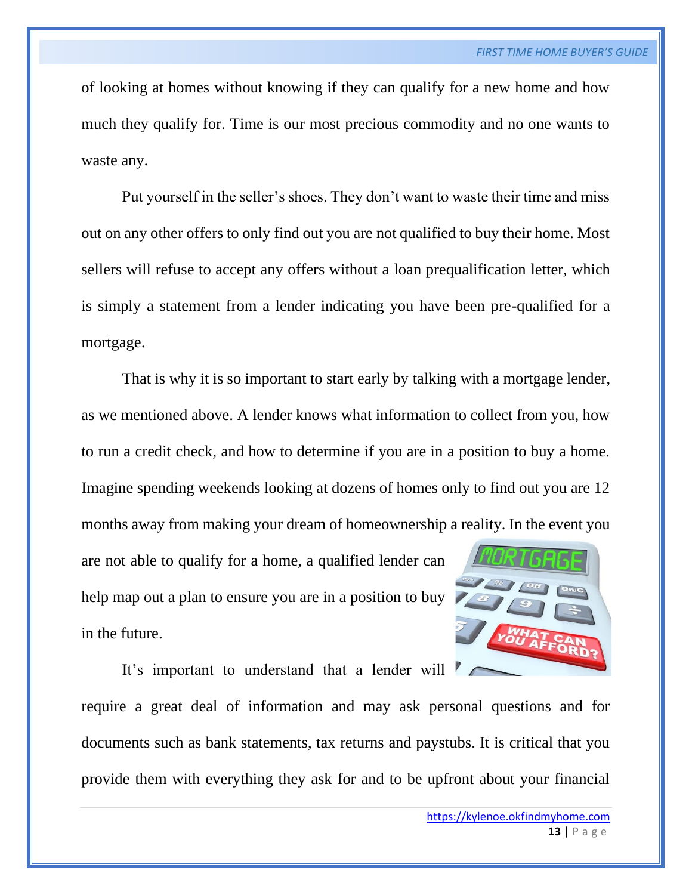of looking at homes without knowing if they can qualify for a new home and how much they qualify for. Time is our most precious commodity and no one wants to waste any.

Put yourself in the seller's shoes. They don't want to waste their time and miss out on any other offers to only find out you are not qualified to buy their home. Most sellers will refuse to accept any offers without a loan prequalification letter, which is simply a statement from a lender indicating you have been pre-qualified for a mortgage.

That is why it is so important to start early by talking with a mortgage lender, as we mentioned above. A lender knows what information to collect from you, how to run a credit check, and how to determine if you are in a position to buy a home. Imagine spending weekends looking at dozens of homes only to find out you are 12 months away from making your dream of homeownership a reality. In the event you are not able to qualify for a home, a qualified lender can help map out a plan to ensure you are in a position to buy in the future.

It's important to understand that a lender will require a great deal of information and may ask personal questions and for documents such as bank statements, tax returns and paystubs. It is critical that you provide them with everything they ask for and to be upfront about your financial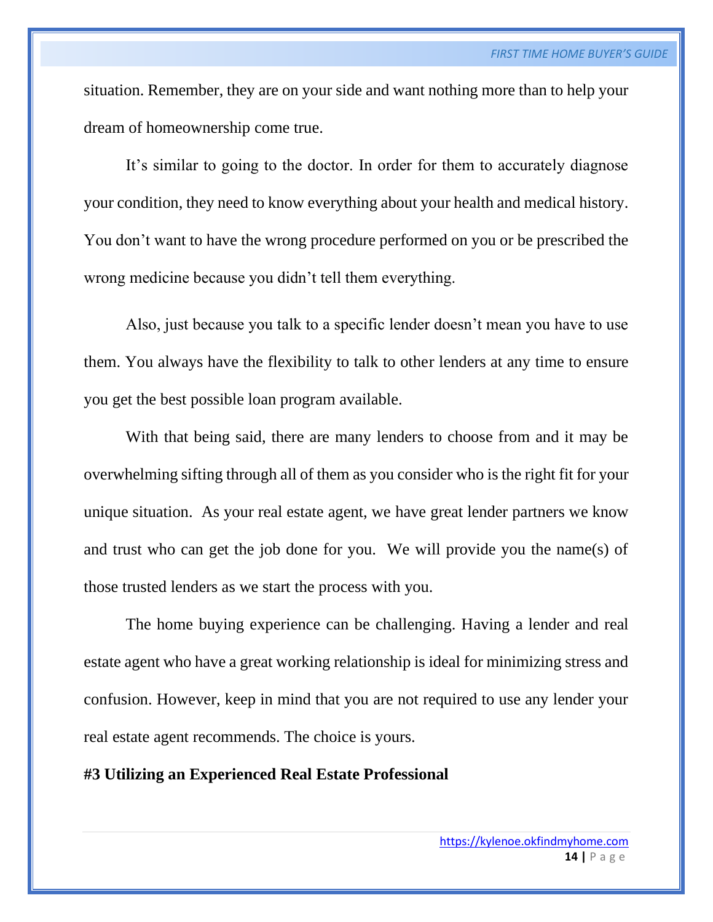situation. Remember, they are on your side and want nothing more than to help your dream of homeownership come true.

It's similar to going to the doctor. In order for them to accurately diagnose your condition, they need to know everything about your health and medical history. You don't want to have the wrong procedure performed on you or be prescribed the wrong medicine because you didn't tell them everything.

Also, just because you talk to a specific lender doesn't mean you have to use them. You always have the flexibility to talk to other lenders at any time to ensure you get the best possible loan program available.

With that being said, there are many lenders to choose from and it may be overwhelming sifting through all of them as you consider who is the right fit for your unique situation. As your real estate agent, we have great lender partners we know and trust who can get the job done for you. We will provide you the name(s) of those trusted lenders as we start the process with you.

The home buying experience can be challenging. Having a lender and real estate agent who have a great working relationship is ideal for minimizing stress and confusion. However, keep in mind that you are not required to use any lender your real estate agent recommends. The choice is yours.

**#3 Utilizing an Experienced Real Estate Professional**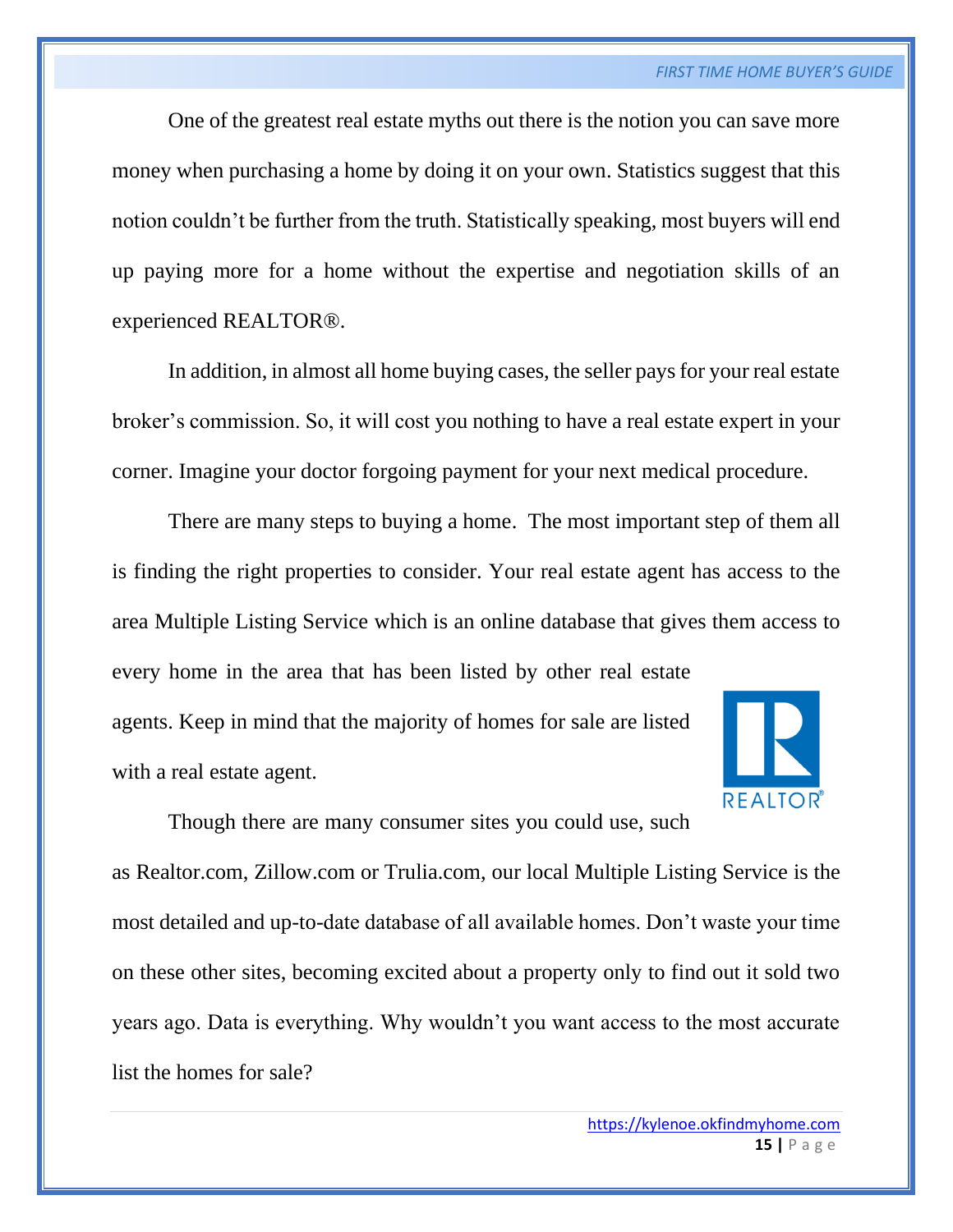One of the greatest real estate myths out there is the notion you can save more money when purchasing a home by doing it on your own. Statistics suggest that this notion couldn't be further from the truth. Statistically speaking, most buyers will end up paying more for a home without the expertise and negotiation skills of an experienced REALTOR®.

In addition, in almost all home buying cases, the seller pays for your real estate broker's commission. So, it will cost you nothing to have a real estate expert in your corner. Imagine your doctor forgoing payment for your next medical procedure.

There are many steps to buying a home. The most important step of them all is finding the right properties to consider. Your real estate agent has access to the area Multiple Listing Service which is an online database that gives them access to every home in the area that has been listed by other real estate agents. Keep in mind that the majority of homes for sale are listed with a real estate agent.

Though there are many consumer sites you could use, such as Realtor.com, Zillow.com or Trulia.com, our local Multiple Listing Service is the most detailed and up-to-date database of all available homes. Don't waste your time on these other sites, becoming excited about a property only to find out it sold two years ago. Data is everything. Why wouldn't you want access to the most accurate list the homes for sale?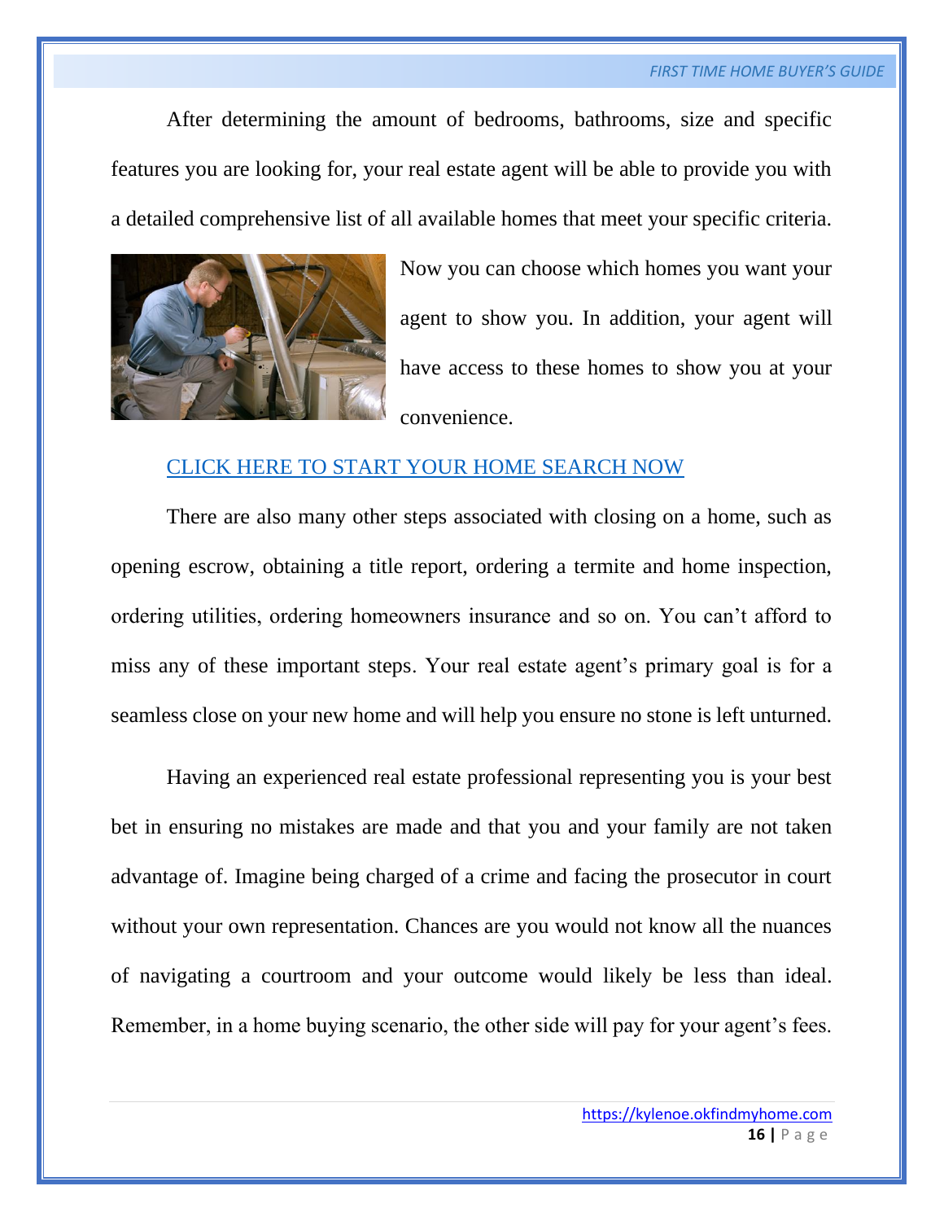After determining the amount of bedrooms, bathrooms, size and specific features you are looking for, your real estate agent will be able to provide you with a detailed comprehensive list of all available homes that meet your specific criteria. Now you can choose which homes you want your agent to show you. In addition, your agent will have access to these homes to show you at your convenience.

[CLICK HERE TO START YOUR HOME SEARCH NOW](https://kylenoe.okfindmyhome.com)

There are also many other steps associated with closing on a home, such as opening escrow, obtaining a title report, ordering a termite and home inspection, ordering utilities, ordering homeowners insurance and so on. You can't afford to miss any of these important steps. Your real estate agent's primary goal is for a seamless close on your new home and will help you ensure no stone is left unturned.

Having an experienced real estate professional representing you is your best bet in ensuring no mistakes are made and that you and your family are not taken advantage of. Imagine being charged of a crime and facing the prosecutor in court without your own representation. Chances are you would not know all the nuances of navigating a courtroom and your outcome would likely be less than ideal. Remember, in a home buying scenario, the other side will pay for your agent's fees.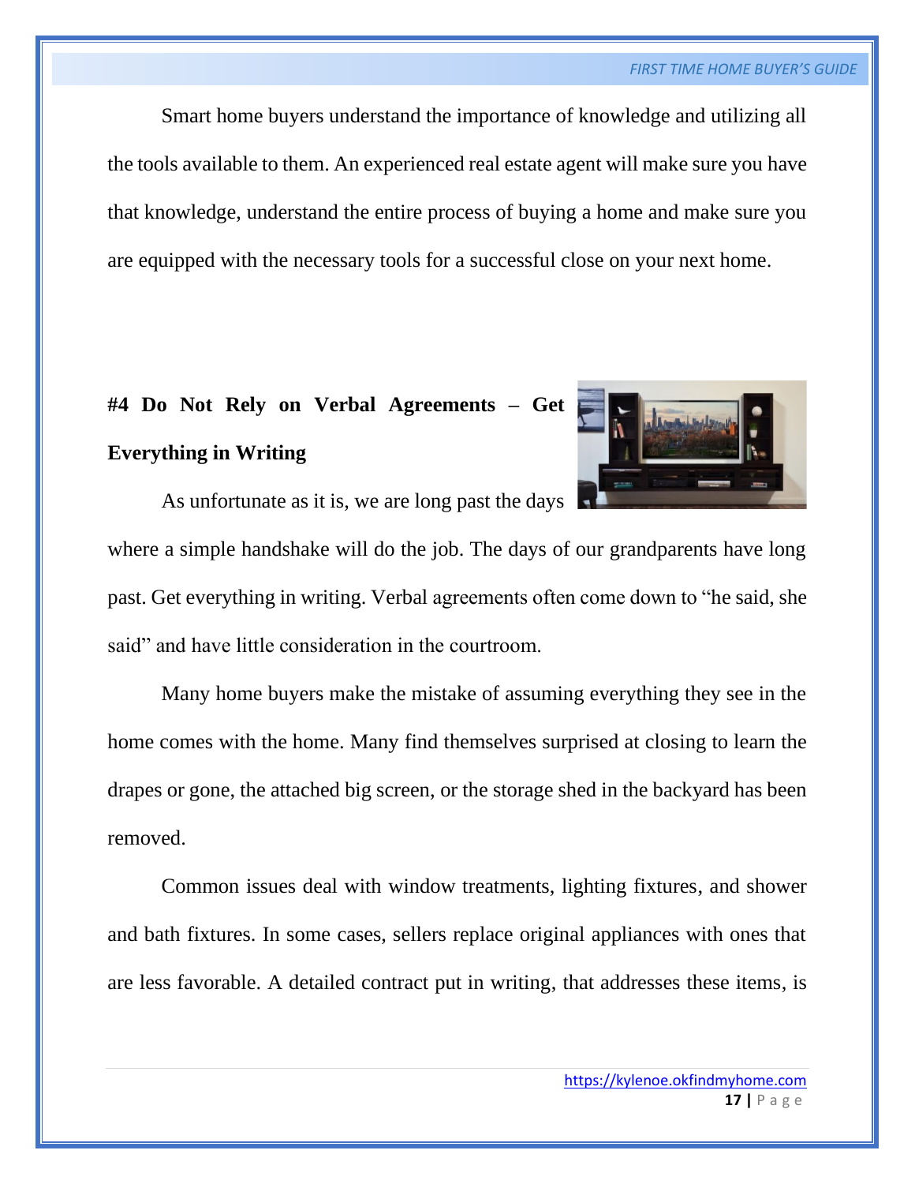Smart home buyers understand the importance of knowledge and utilizing all the tools available to them. An experienced real estate agent will make sure you have that knowledge, understand the entire process of buying a home and make sure you are equipped with the necessary tools for a successful close on your next home.

## #4 Do Not Rely on Verbal Agreements – Get Everything in Writing

As unfortunate as it is, we are long past the days where a simple handshake will do the job. The days of our grandparents have long past. Get everything in writing. Verbal agreements often come down to "he said, she said" and have little consideration in the courtroom.

Many home buyers make the mistake of assuming everything they see in the home comes with the home. Many find themselves surprised at closing to learn the drapes or gone, the attached big screen, or the storage shed in the backyard has been removed.

Common issues deal with window treatments, lighting fixtures, and shower and bath fixtures. In some cases, sellers replace original appliances with ones that are less favorable. A detailed contract put in writing, that addresses these items, is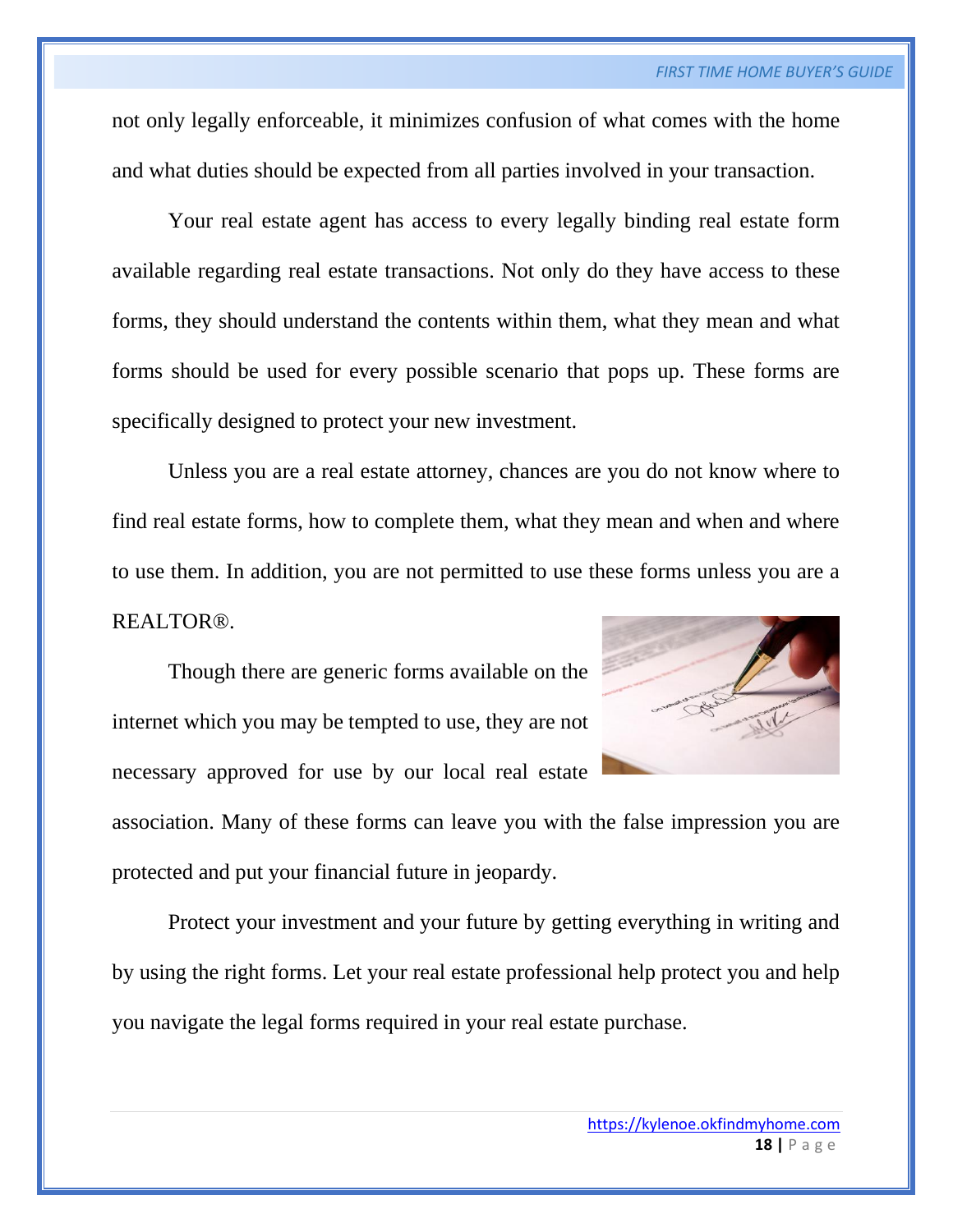not only legally enforceable, it minimizes confusion of what comes with the home and what duties should be expected from all parties involved in your transaction.

Your real estate agent has access to every legally binding real estate form available regarding real estate transactions. Not only do they have access to these forms, they should understand the contents within them, what they mean and what forms should be used for every possible scenario that pops up. These forms are specifically designed to protect your new investment.

Unless you are a real estate attorney, chances are you do not know where to find real estate forms, how to complete them, what they mean and when and where to use them. In addition, you are not permitted to use these forms unless you are a REALTOR®.

Though there are generic forms available on the internet which you may be tempted to use, they are not necessary approved for use by our local real estate association. Many of these forms can leave you with the false impression you are protected and put your financial future in jeopardy.

Protect your investment and your future by getting everything in writing and by using the right forms. Let your real estate professional help protect you and help you navigate the legal forms required in your real estate purchase.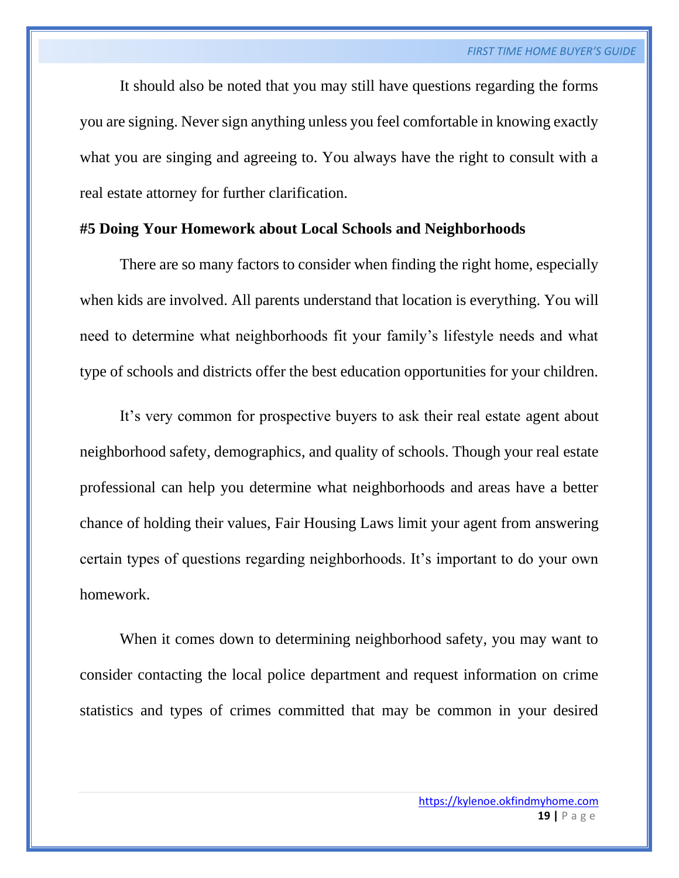It should also be noted that you may still have questions regarding the forms you are signing. Never sign anything unless you feel comfortable in knowing exactly what you are singing and agreeing to. You always have the right to consult with a real estate attorney for further clarification.

### #5 Doing Your Homework about Local Schools and Neighborhoods

There are so many factors to consider when finding the right home, especially when kids are involved. All parents understand that location is everything. You will need to determine what neighborhoods fit your family's lifestyle needs and what type of schools and districts offer the best education opportunities for your children.

It's very common for prospective buyers to ask their real estate agent about neighborhood safety, demographics, and quality of schools. Though your real estate professional can help you determine what neighborhoods and areas have a better chance of holding their values, Fair Housing Laws limit your agent from answering certain types of questions regarding neighborhoods. It's important to do your own homework.

When it comes down to determining neighborhood safety, you may want to consider contacting the local police department and request information on crime statistics and types of crimes committed that may be common in your desired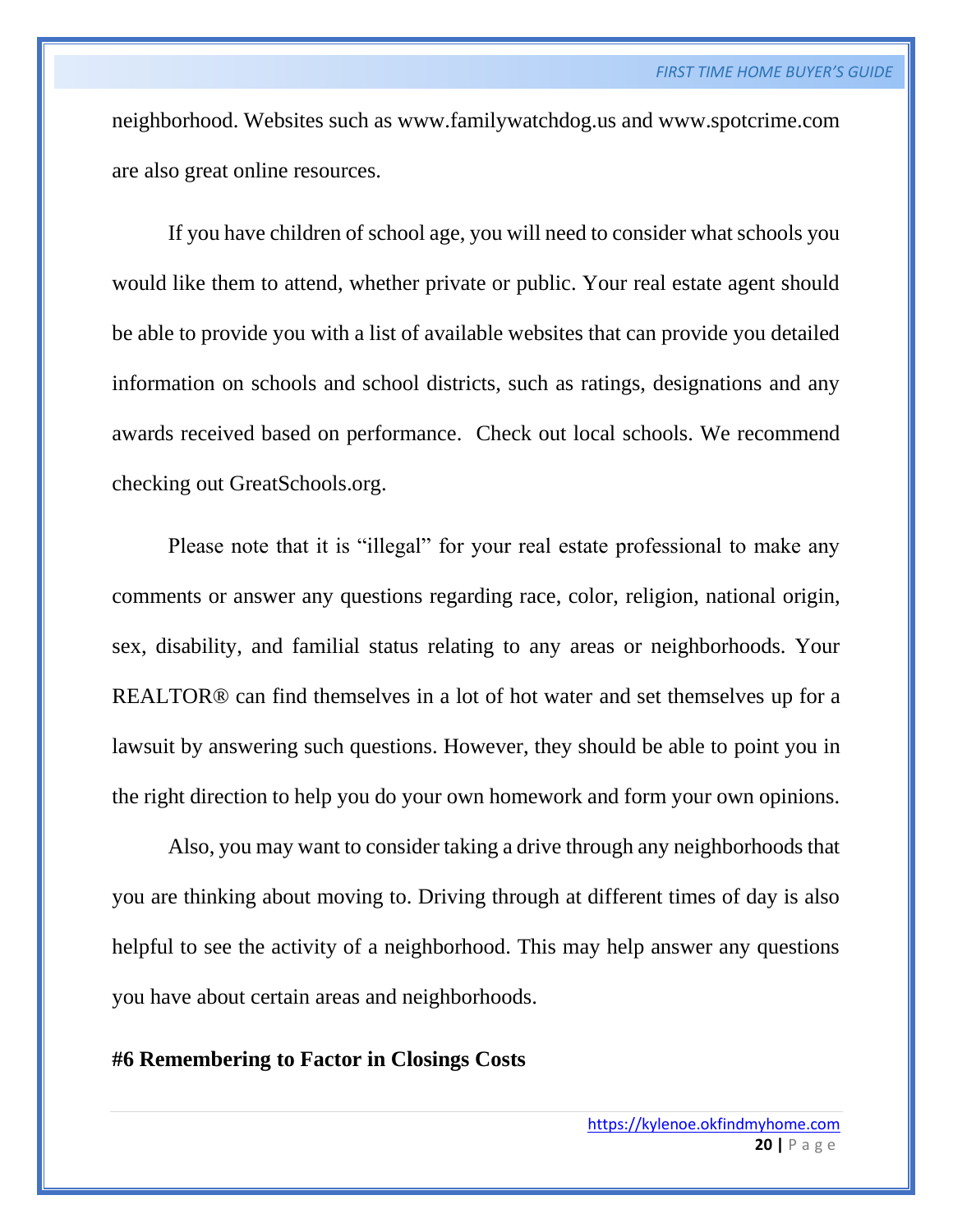neighborhood. Websites such as www.familywatchdog.us and www.spotcrime.com are also great online resources.

If you have children of school age, you will need to consider what schools you would like them to attend, whether private or public. Your real estate agent should be able to provide you with a list of available websites that can provide you detailed information on schools and school districts, such as ratings, designations and any awards received based on performance. Check out local schools. We recommend checking out GreatSchools.org.

Please note that it is "illegal" for your real estate professional to make any comments or answer any questions regarding race, color, religion, national origin, sex, disability, and familial status relating to any areas or neighborhoods. Your REALTOR® can find themselves in a lot of hot water and set themselves up for a lawsuit by answering such questions. However, they should be able to point you in the right direction to help you do your own homework and form your own opinions.

Also, you may want to consider taking a drive through any neighborhoods that you are thinking about moving to. Driving through at different times of day is also helpful to see the activity of a neighborhood. This may help answer any questions you have about certain areas and neighborhoods.

**#6 Remembering to Factor in Closings Costs**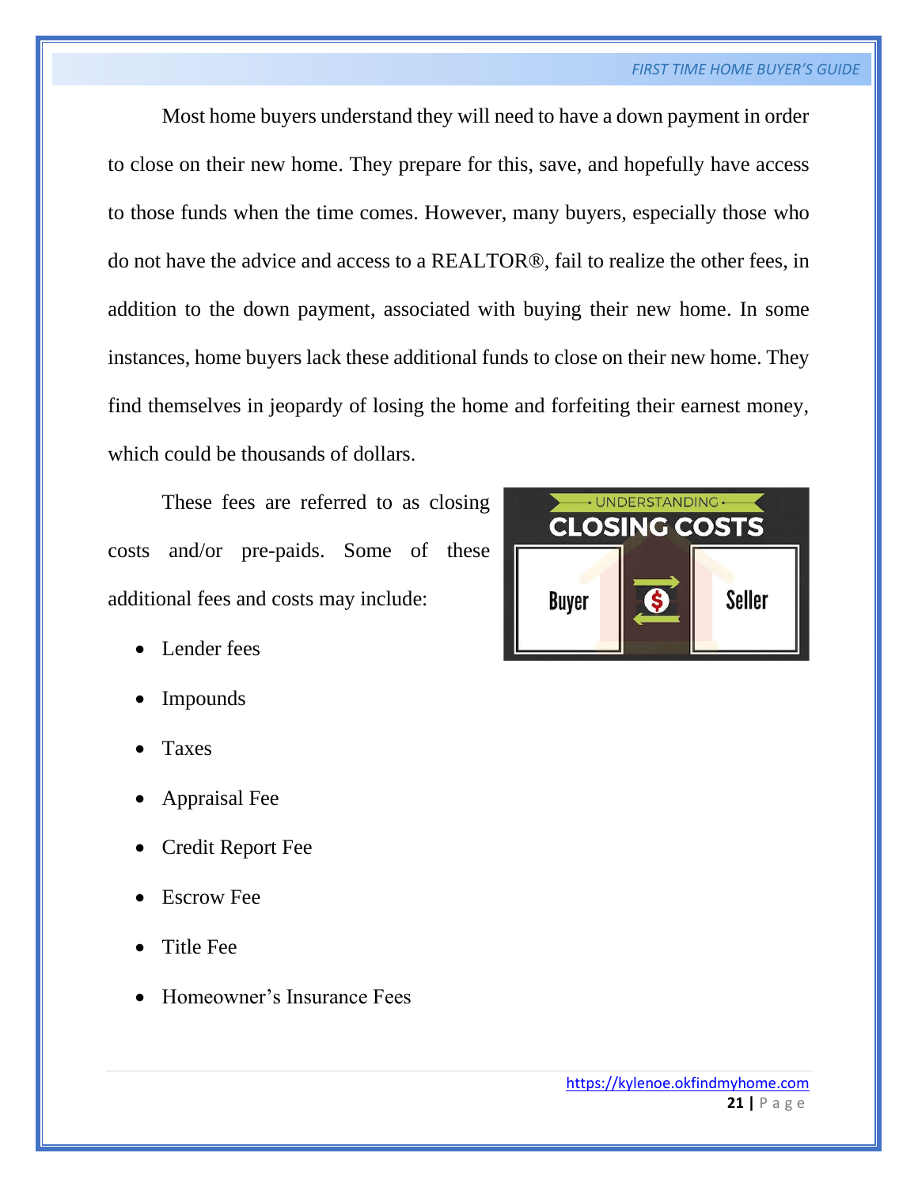Most home buyers understand they will need to have a down payment in order to close on their new home. They prepare for this, save, and hopefully have access to those funds when the time comes. However, many buyers, especially those who do not have the advice and access to a REALTOR®, fail to realize the other fees, in addition to the down payment, associated with buying their new home. In some instances, home buyers lack these additional funds to close on their new home. They find themselves in jeopardy of losing the home and forfeiting their earnest money, which could be thousands of dollars.

These fees are referred to as closing costs and/or pre-paids. Some of these additional fees and costs may include:

- Lender fees
- Impounds
- Taxes
- Appraisal Fee
- Credit Report Fee
- Escrow Fee
- Title Fee
- Homeowner's Insurance Fees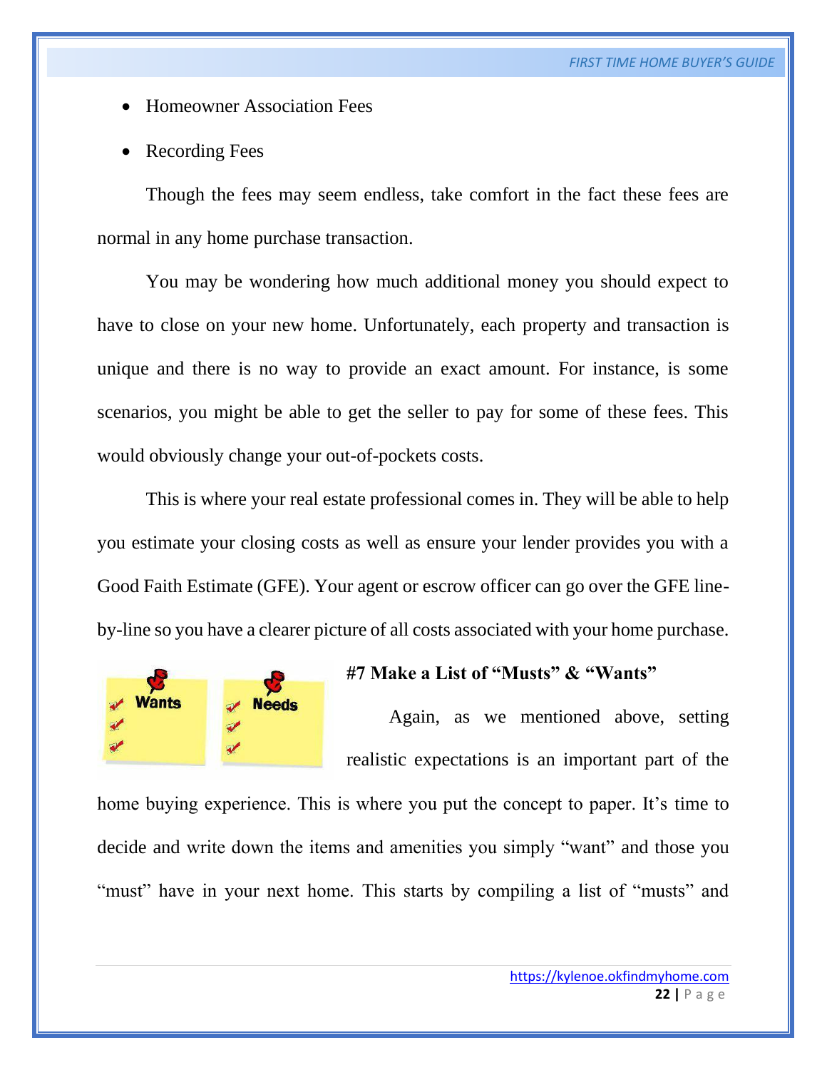- Homeowner Association Fees
- Recording Fees

Though the fees may seem endless, take comfort in the fact these fees are normal in any home purchase transaction.

You may be wondering how much additional money you should expect to have to close on your new home. Unfortunately, each property and transaction is unique and there is no way to provide an exact amount. For instance, is some scenarios, you might be able to get the seller to pay for some of these fees. This would obviously change your out-of-pockets costs.

This is where your real estate professional comes in. They will be able to help you estimate your closing costs as well as ensure your lender provides you with a Good Faith Estimate (GFE). Your agent or escrow officer can go over the GFE line-by-line so you have a clearer picture of all costs associated with your home purchase.

**#7 Make a List of "Musts" & "Wants"**

Again, as we mentioned above, setting realistic expectations is an important part of the home buying experience. This is where you put the concept to paper. It's time to decide and write down the items and amenities you simply "want" and those you "must" have in your next home. This starts by compiling a list of "musts" and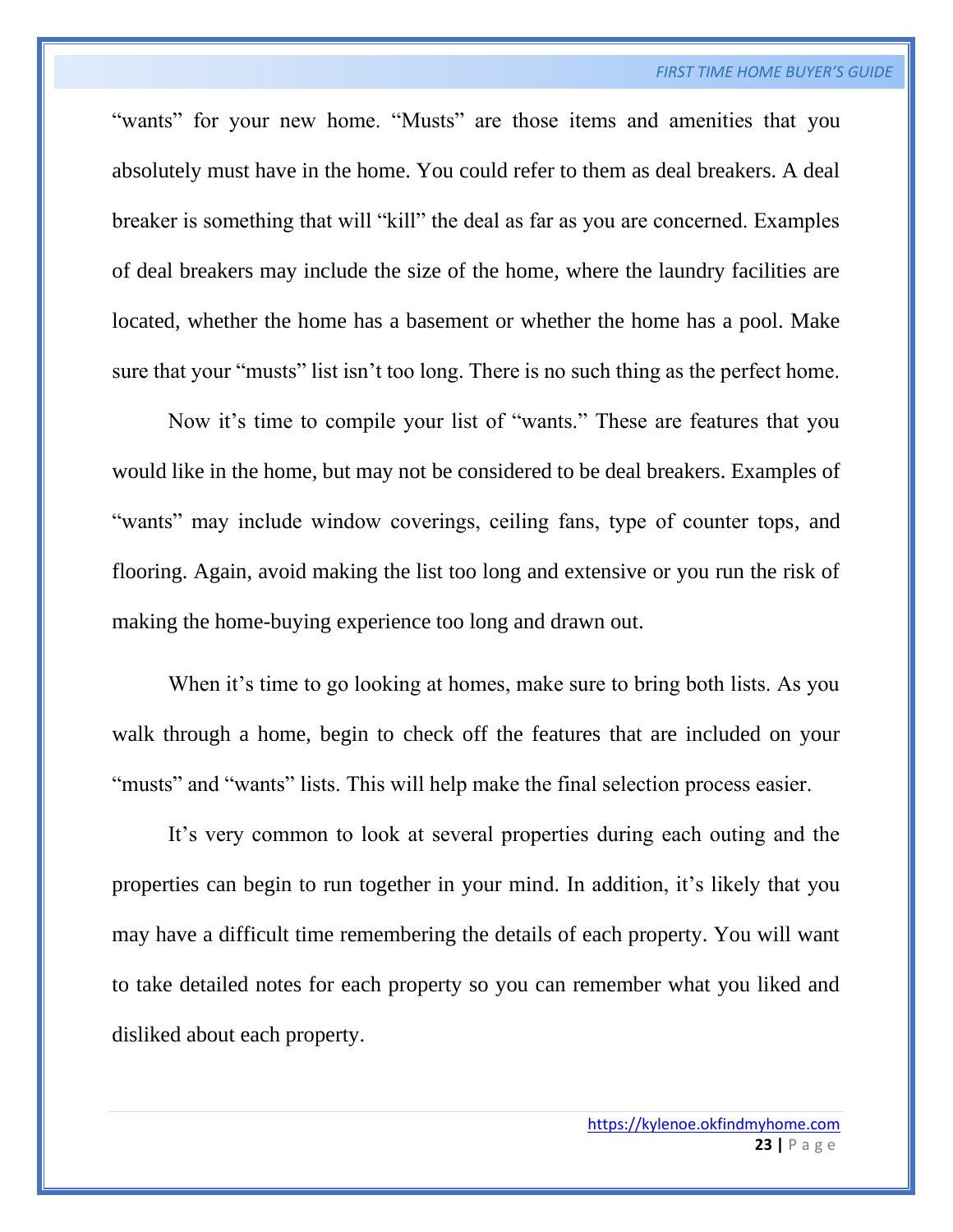"wants" for your new home. "Musts" are those items and amenities that you absolutely must have in the home. You could refer to them as deal breakers. A deal breaker is something that will "kill" the deal as far as you are concerned. Examples of deal breakers may include the size of the home, where the laundry facilities are located, whether the home has a basement or whether the home has a pool. Make sure that your "musts" list isn't too long. There is no such thing as the perfect home.

Now it's time to compile your list of "wants." These are features that you would like in the home, but may not be considered to be deal breakers. Examples of "wants" may include window coverings, ceiling fans, type of counter tops, and flooring. Again, avoid making the list too long and extensive or you run the risk of making the home-buying experience too long and drawn out.

When it's time to go looking at homes, make sure to bring both lists. As you walk through a home, begin to check off the features that are included on your "musts" and "wants" lists. This will help make the final selection process easier.

It's very common to look at several properties during each outing and the properties can begin to run together in your mind. In addition, it's likely that you may have a difficult time remembering the details of each property. You will want to take detailed notes for each property so you can remember what you liked and disliked about each property.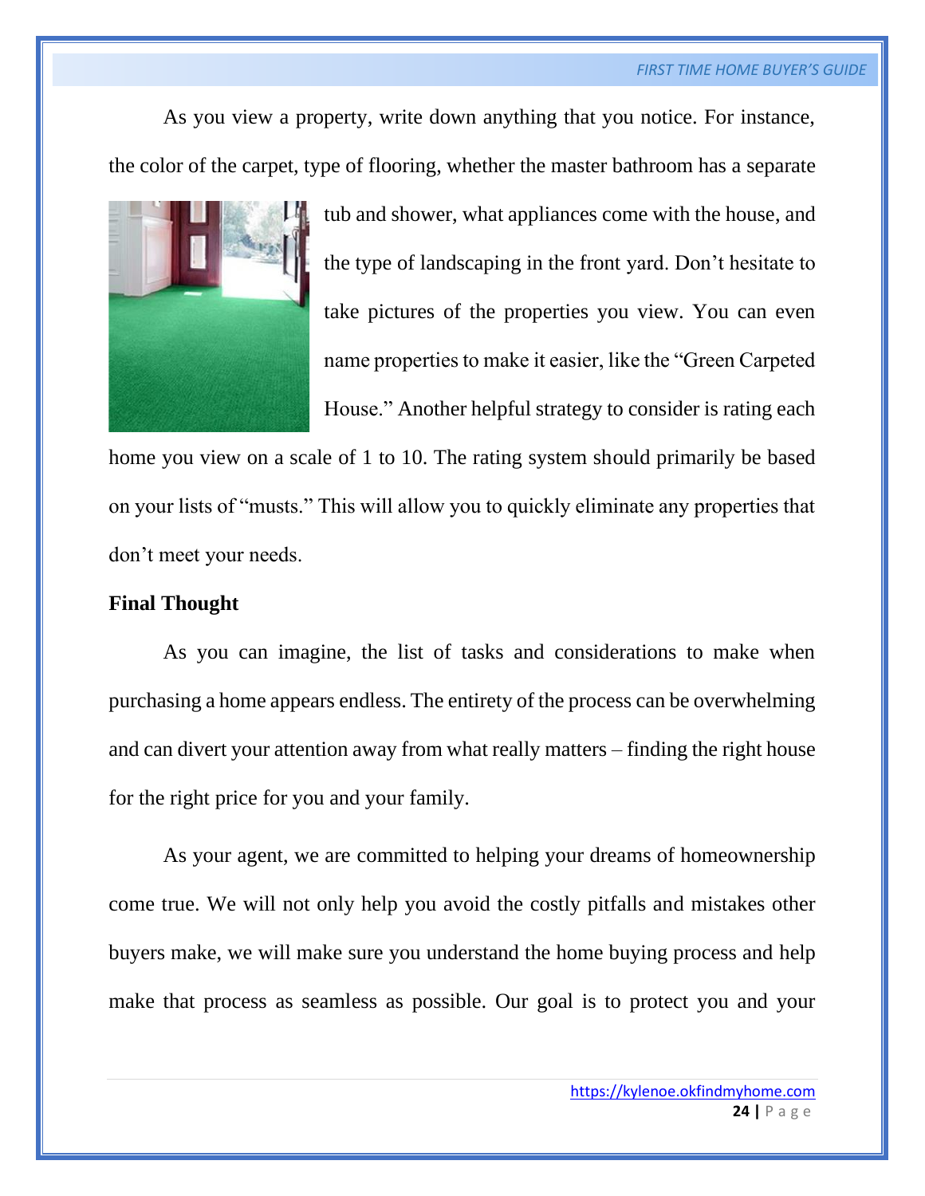As you view a property, write down anything that you notice. For instance, the color of the carpet, type of flooring, whether the master bathroom has a separate tub and shower, what appliances come with the house, and the type of landscaping in the front yard. Don't hesitate to take pictures of the properties you view. You can even name properties to make it easier, like the "Green Carpeted House." Another helpful strategy to consider is rating each home you view on a scale of 1 to 10. The rating system should primarily be based on your lists of "musts." This will allow you to quickly eliminate any properties that don't meet your needs.

**Final Thought**

As you can imagine, the list of tasks and considerations to make when purchasing a home appears endless. The entirety of the process can be overwhelming and can divert your attention away from what really matters – finding the right house for the right price for you and your family.

As your agent, we are committed to helping your dreams of homeownership come true. We will not only help you avoid the costly pitfalls and mistakes other buyers make, we will make sure you understand the home buying process and help make that process as seamless as possible. Our goal is to protect you and your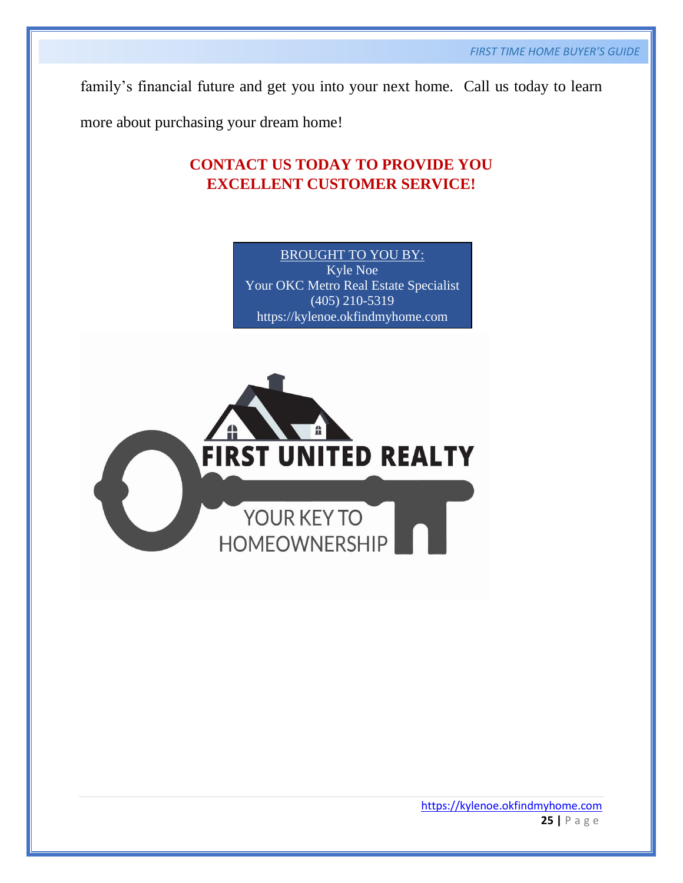family's financial future and get you into your next home. Call us today to learn more about purchasing your dream home!

**CONTACT US TODAY TO PROVIDE YOU EXCELLENT CUSTOMER SERVICE!**

BROUGHT TO YOU BY:
Kyle Noe
Your OKC Metro Real Estate Specialist
(405) 210-5319
https://kylenoe.okfindmyhome.com

FIRST UNITED REALTY

YOUR KEY TO HOMEOWNERSHIP